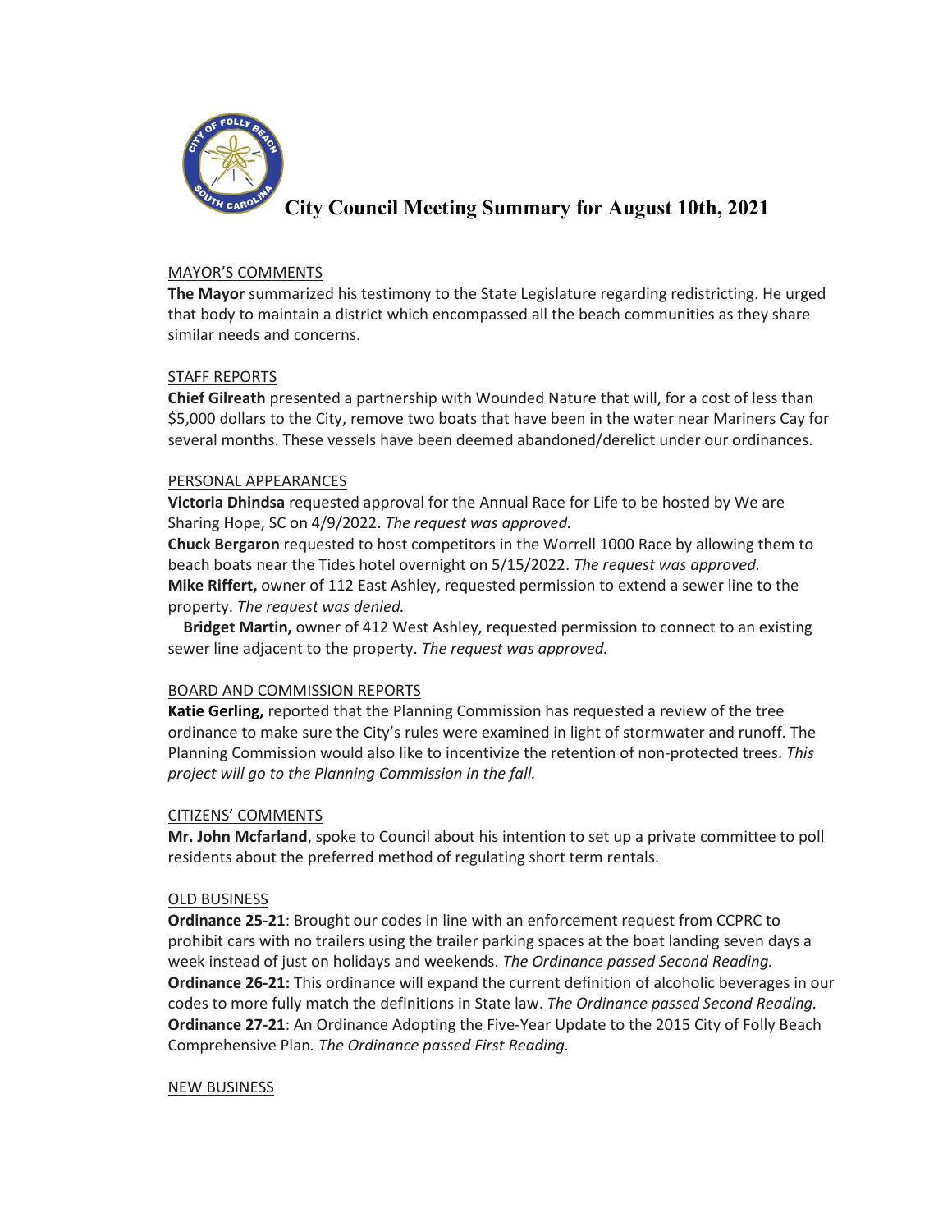# City Council Meeting Summary for August 10th, 2021

## MAYOR'S COMMENTS

**The Mayor** summarized his testimony to the State Legislature regarding redistricting. He urged that body to maintain a district which encompassed all the beach communities as they share similar needs and concerns.

## STAFF REPORTS

**Chief Gilreath** presented a partnership with Wounded Nature that will, for a cost of less than $5,000 dollars to the City, remove two boats that have been in the water near Mariners Cay for several months. These vessels have been deemed abandoned/derelict under our ordinances.

## PERSONAL APPEARANCES

**Victoria Dhindsa** requested approval for the Annual Race for Life to be hosted by We are Sharing Hope, SC on 4/9/2022. *The request was approved.*

**Chuck Bergaron** requested to host competitors in the Worrell 1000 Race by allowing them to beach boats near the Tides hotel overnight on 5/15/2022. *The request was approved.*

**Mike Riffert,** owner of 112 East Ashley, requested permission to extend a sewer line to the property. *The request was denied.*

**Bridget Martin,** owner of 412 West Ashley, requested permission to connect to an existing sewer line adjacent to the property. *The request was approved.*

## BOARD AND COMMISSION REPORTS

**Katie Gerling,** reported that the Planning Commission has requested a review of the tree ordinance to make sure the City's rules were examined in light of stormwater and runoff. The Planning Commission would also like to incentivize the retention of non-protected trees. *This project will go to the Planning Commission in the fall.*

## CITIZENS' COMMENTS

**Mr. John Mcfarland**, spoke to Council about his intention to set up a private committee to poll residents about the preferred method of regulating short term rentals.

## OLD BUSINESS

**Ordinance 25-21**: Brought our codes in line with an enforcement request from CCPRC to prohibit cars with no trailers using the trailer parking spaces at the boat landing seven days a week instead of just on holidays and weekends. *The Ordinance passed Second Reading.*

**Ordinance 26-21:** This ordinance will expand the current definition of alcoholic beverages in our codes to more fully match the definitions in State law. *The Ordinance passed Second Reading.*

**Ordinance 27-21**: An Ordinance Adopting the Five-Year Update to the 2015 City of Folly Beach Comprehensive Plan*.* *The Ordinance passed First Reading.*

## NEW BUSINESS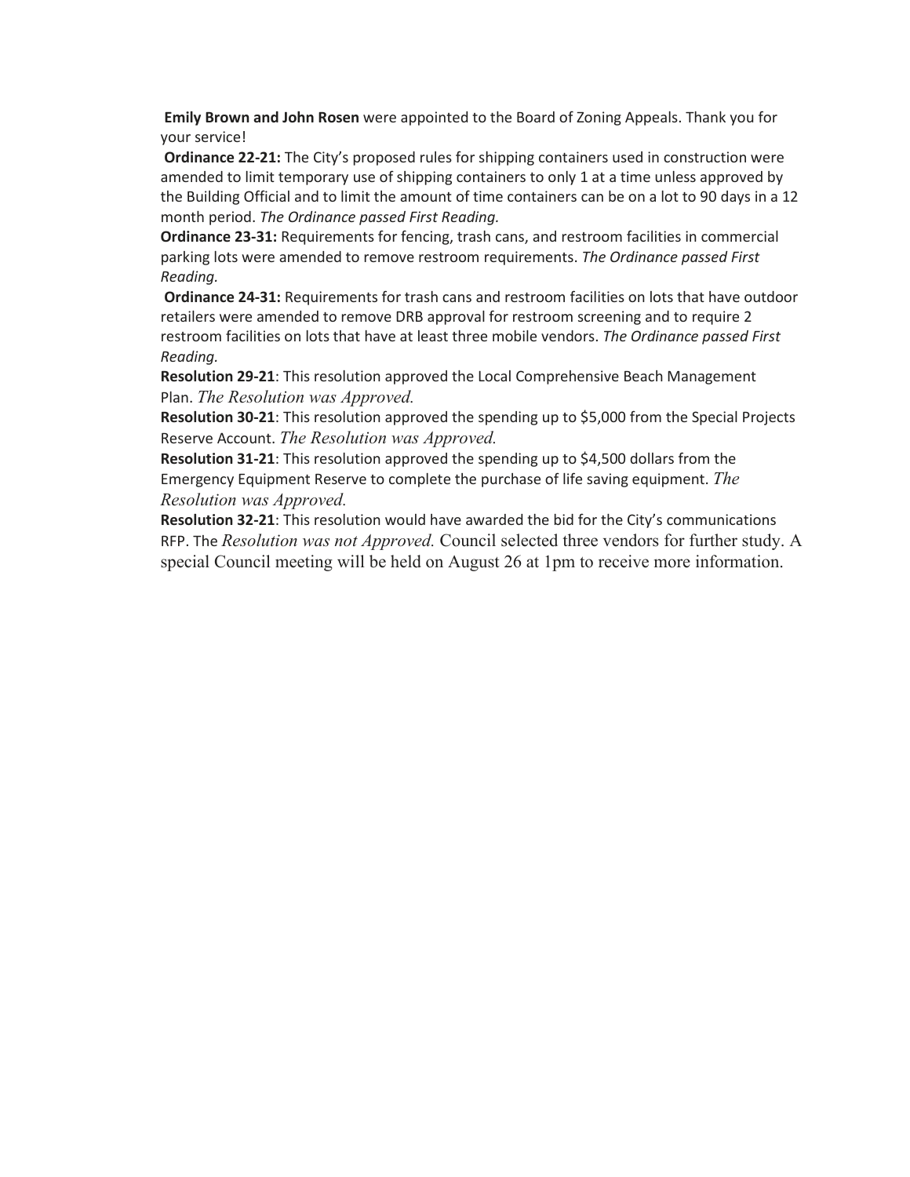**Emily Brown and John Rosen** were appointed to the Board of Zoning Appeals. Thank you for your service!

**Ordinance 22-21:** The City's proposed rules for shipping containers used in construction were amended to limit temporary use of shipping containers to only 1 at a time unless approved by the Building Official and to limit the amount of time containers can be on a lot to 90 days in a 12 month period. *The Ordinance passed First Reading.*

**Ordinance 23-31:** Requirements for fencing, trash cans, and restroom facilities in commercial parking lots were amended to remove restroom requirements. *The Ordinance passed First Reading.*

**Ordinance 24-31:** Requirements for trash cans and restroom facilities on lots that have outdoor retailers were amended to remove DRB approval for restroom screening and to require 2 restroom facilities on lots that have at least three mobile vendors. *The Ordinance passed First Reading.*

**Resolution 29-21**: This resolution approved the Local Comprehensive Beach Management Plan. *The Resolution was Approved.*

**Resolution 30-21**: This resolution approved the spending up to $5,000 from the Special Projects Reserve Account. *The Resolution was Approved.*

**Resolution 31-21**: This resolution approved the spending up to $4,500 dollars from the Emergency Equipment Reserve to complete the purchase of life saving equipment. *The Resolution was Approved.*

**Resolution 32-21**: This resolution would have awarded the bid for the City's communications RFP. The *Resolution was not Approved.* Council selected three vendors for further study. A special Council meeting will be held on August 26 at 1pm to receive more information.